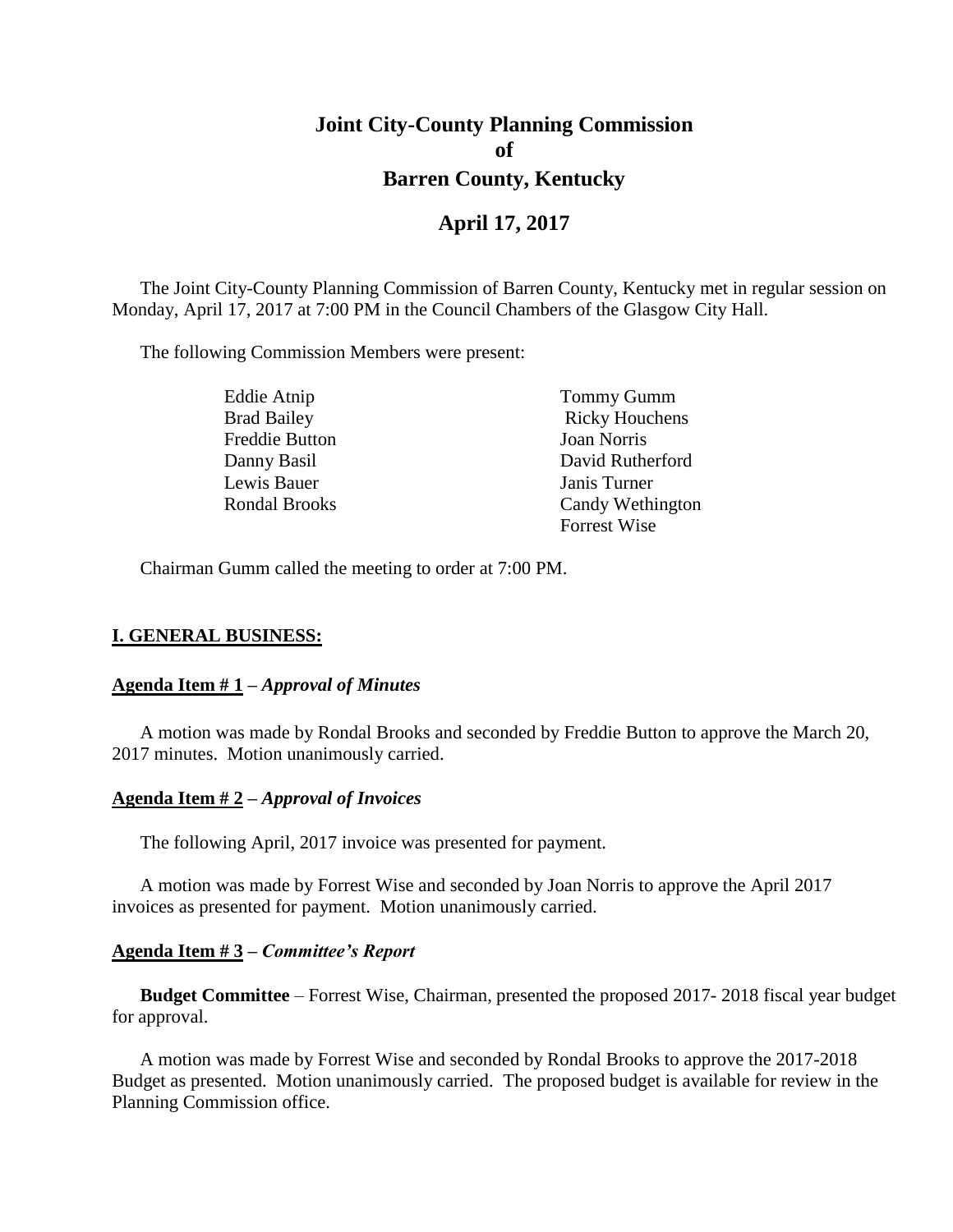# Joint City-County Planning Commission
# of
# Barren County, Kentucky

## April 17, 2017

The Joint City-County Planning Commission of Barren County, Kentucky met in regular session on Monday, April 17, 2017 at 7:00 PM in the Council Chambers of the Glasgow City Hall.

The following Commission Members were present:

| | |
|---|---|
| Eddie Atnip | Tommy Gumm |
| Brad Bailey | Ricky Houchens |
| Freddie Button | Joan Norris |
| Danny Basil | David Rutherford |
| Lewis Bauer | Janis Turner |
| Rondal Brooks | Candy Wethington |
| | Forrest Wise |

Chairman Gumm called the meeting to order at 7:00 PM.

## I. GENERAL BUSINESS:

### Agenda Item # 1 – *Approval of Minutes*

A motion was made by Rondal Brooks and seconded by Freddie Button to approve the March 20, 2017 minutes. Motion unanimously carried.

### Agenda Item # 2 – *Approval of Invoices*

The following April, 2017 invoice was presented for payment.

A motion was made by Forrest Wise and seconded by Joan Norris to approve the April 2017 invoices as presented for payment. Motion unanimously carried.

### Agenda Item # 3 – *Committee's Report*

**Budget Committee** – Forrest Wise, Chairman, presented the proposed 2017- 2018 fiscal year budget for approval.

A motion was made by Forrest Wise and seconded by Rondal Brooks to approve the 2017-2018 Budget as presented. Motion unanimously carried. The proposed budget is available for review in the Planning Commission office.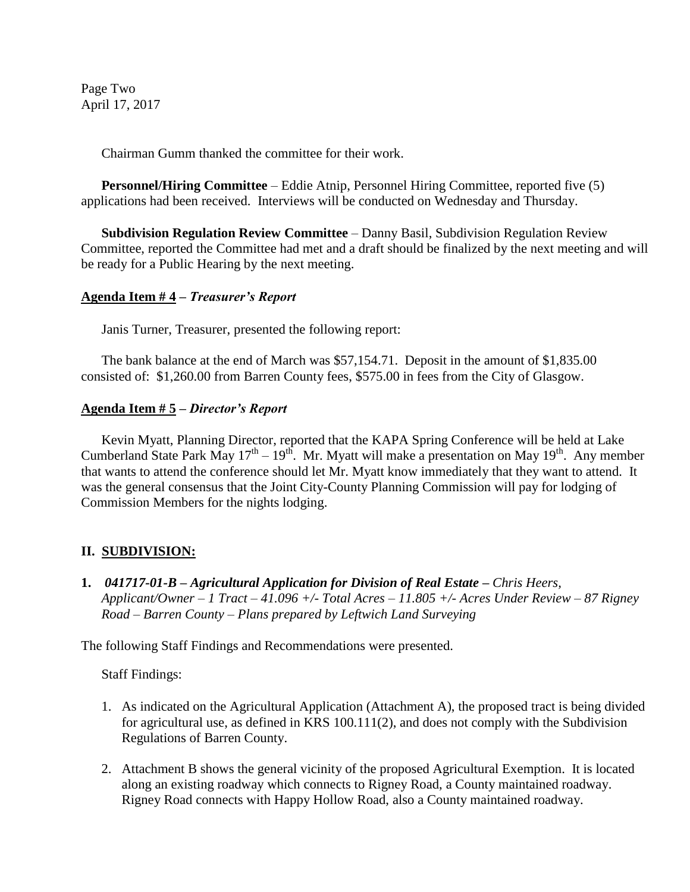Chairman Gumm thanked the committee for their work.

**Personnel/Hiring Committee** – Eddie Atnip, Personnel Hiring Committee, reported five (5) applications had been received. Interviews will be conducted on Wednesday and Thursday.

**Subdivision Regulation Review Committee** – Danny Basil, Subdivision Regulation Review Committee, reported the Committee had met and a draft should be finalized by the next meeting and will be ready for a Public Hearing by the next meeting.

**Agenda Item # 4 – *Treasurer's Report***

Janis Turner, Treasurer, presented the following report:

The bank balance at the end of March was $57,154.71. Deposit in the amount of $1,835.00 consisted of: $1,260.00 from Barren County fees, $575.00 in fees from the City of Glasgow.

**Agenda Item # 5 – *Director's Report***

Kevin Myatt, Planning Director, reported that the KAPA Spring Conference will be held at Lake Cumberland State Park May 17th – 19th. Mr. Myatt will make a presentation on May 19th. Any member that wants to attend the conference should let Mr. Myatt know immediately that they want to attend. It was the general consensus that the Joint City-County Planning Commission will pay for lodging of Commission Members for the nights lodging.

## II. SUBDIVISION:

**1.** ***041717-01-B – Agricultural Application for Division of Real Estate –*** *Chris Heers, Applicant/Owner – 1 Tract – 41.096 +/- Total Acres – 11.805 +/- Acres Under Review – 87 Rigney Road – Barren County – Plans prepared by Leftwich Land Surveying*

The following Staff Findings and Recommendations were presented.

Staff Findings:

1. As indicated on the Agricultural Application (Attachment A), the proposed tract is being divided for agricultural use, as defined in KRS 100.111(2), and does not comply with the Subdivision Regulations of Barren County.
2. Attachment B shows the general vicinity of the proposed Agricultural Exemption. It is located along an existing roadway which connects to Rigney Road, a County maintained roadway. Rigney Road connects with Happy Hollow Road, also a County maintained roadway.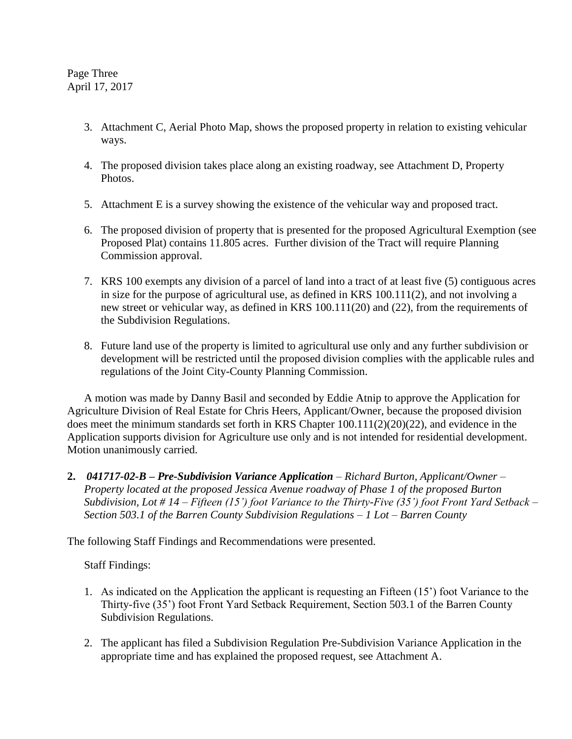3. Attachment C, Aerial Photo Map, shows the proposed property in relation to existing vehicular ways.

4. The proposed division takes place along an existing roadway, see Attachment D, Property Photos.

5. Attachment E is a survey showing the existence of the vehicular way and proposed tract.

6. The proposed division of property that is presented for the proposed Agricultural Exemption (see Proposed Plat) contains 11.805 acres. Further division of the Tract will require Planning Commission approval.

7. KRS 100 exempts any division of a parcel of land into a tract of at least five (5) contiguous acres in size for the purpose of agricultural use, as defined in KRS 100.111(2), and not involving a new street or vehicular way, as defined in KRS 100.111(20) and (22), from the requirements of the Subdivision Regulations.

8. Future land use of the property is limited to agricultural use only and any further subdivision or development will be restricted until the proposed division complies with the applicable rules and regulations of the Joint City-County Planning Commission.

A motion was made by Danny Basil and seconded by Eddie Atnip to approve the Application for Agriculture Division of Real Estate for Chris Heers, Applicant/Owner, because the proposed division does meet the minimum standards set forth in KRS Chapter 100.111(2)(20)(22), and evidence in the Application supports division for Agriculture use only and is not intended for residential development. Motion unanimously carried.

**2.** ***041717-02-B – Pre-Subdivision Variance Application*** *– Richard Burton, Applicant/Owner – Property located at the proposed Jessica Avenue roadway of Phase 1 of the proposed Burton Subdivision, Lot # 14 – Fifteen (15') foot Variance to the Thirty-Five (35') foot Front Yard Setback – Section 503.1 of the Barren County Subdivision Regulations – 1 Lot – Barren County*

The following Staff Findings and Recommendations were presented.

Staff Findings:

1. As indicated on the Application the applicant is requesting an Fifteen (15') foot Variance to the Thirty-five (35') foot Front Yard Setback Requirement, Section 503.1 of the Barren County Subdivision Regulations.

2. The applicant has filed a Subdivision Regulation Pre-Subdivision Variance Application in the appropriate time and has explained the proposed request, see Attachment A.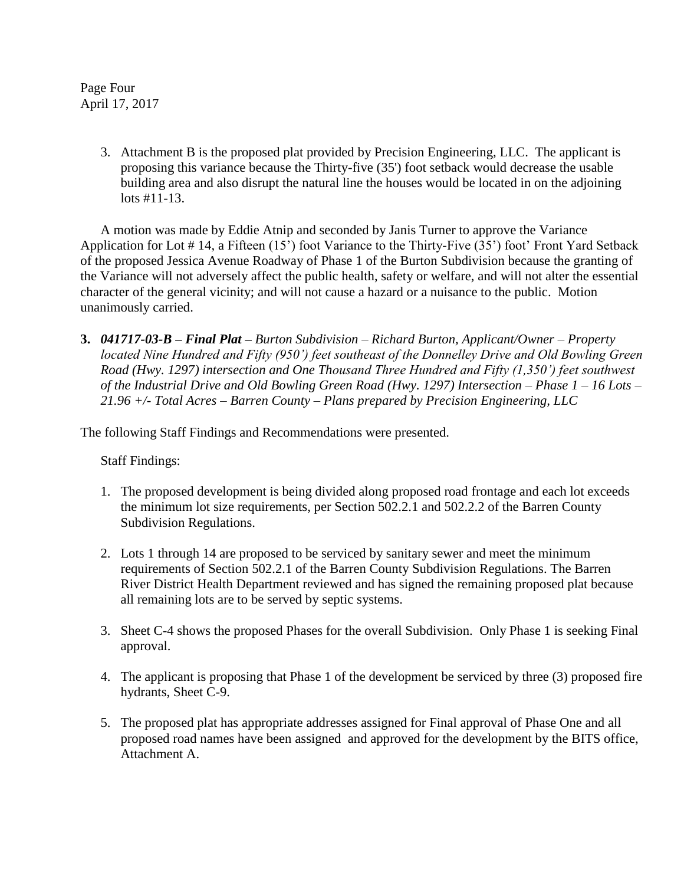3. Attachment B is the proposed plat provided by Precision Engineering, LLC. The applicant is proposing this variance because the Thirty-five (35') foot setback would decrease the usable building area and also disrupt the natural line the houses would be located in on the adjoining lots #11-13.

A motion was made by Eddie Atnip and seconded by Janis Turner to approve the Variance Application for Lot # 14, a Fifteen (15') foot Variance to the Thirty-Five (35') foot' Front Yard Setback of the proposed Jessica Avenue Roadway of Phase 1 of the Burton Subdivision because the granting of the Variance will not adversely affect the public health, safety or welfare, and will not alter the essential character of the general vicinity; and will not cause a hazard or a nuisance to the public. Motion unanimously carried.

**3.** ***041717-03-B – Final Plat –*** *Burton Subdivision – Richard Burton, Applicant/Owner – Property located Nine Hundred and Fifty (950') feet southeast of the Donnelley Drive and Old Bowling Green Road (Hwy. 1297) intersection and One Thousand Three Hundred and Fifty (1,350') feet southwest of the Industrial Drive and Old Bowling Green Road (Hwy. 1297) Intersection – Phase 1 – 16 Lots – 21.96 +/- Total Acres – Barren County – Plans prepared by Precision Engineering, LLC*

The following Staff Findings and Recommendations were presented.

Staff Findings:

1. The proposed development is being divided along proposed road frontage and each lot exceeds the minimum lot size requirements, per Section 502.2.1 and 502.2.2 of the Barren County Subdivision Regulations.

2. Lots 1 through 14 are proposed to be serviced by sanitary sewer and meet the minimum requirements of Section 502.2.1 of the Barren County Subdivision Regulations. The Barren River District Health Department reviewed and has signed the remaining proposed plat because all remaining lots are to be served by septic systems.

3. Sheet C-4 shows the proposed Phases for the overall Subdivision. Only Phase 1 is seeking Final approval.

4. The applicant is proposing that Phase 1 of the development be serviced by three (3) proposed fire hydrants, Sheet C-9.

5. The proposed plat has appropriate addresses assigned for Final approval of Phase One and all proposed road names have been assigned and approved for the development by the BITS office, Attachment A.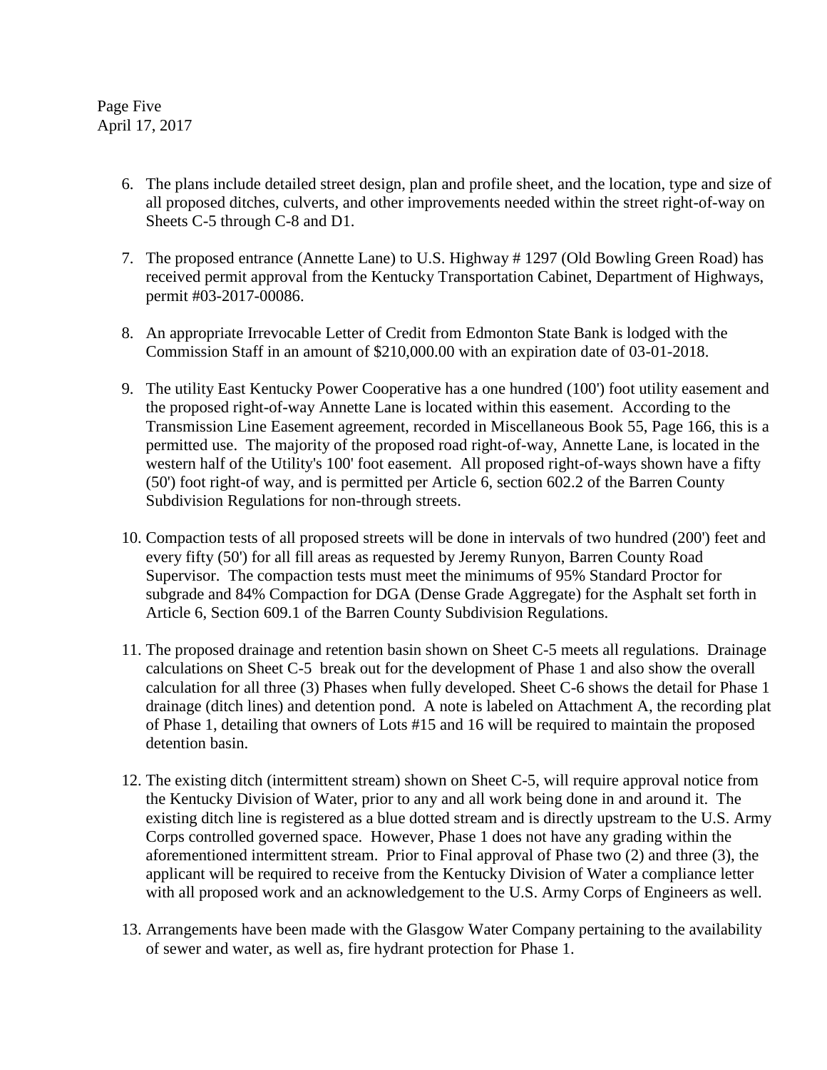6. The plans include detailed street design, plan and profile sheet, and the location, type and size of all proposed ditches, culverts, and other improvements needed within the street right-of-way on Sheets C-5 through C-8 and D1.

7. The proposed entrance (Annette Lane) to U.S. Highway # 1297 (Old Bowling Green Road) has received permit approval from the Kentucky Transportation Cabinet, Department of Highways, permit #03-2017-00086.

8. An appropriate Irrevocable Letter of Credit from Edmonton State Bank is lodged with the Commission Staff in an amount of $210,000.00 with an expiration date of 03-01-2018.

9. The utility East Kentucky Power Cooperative has a one hundred (100') foot utility easement and the proposed right-of-way Annette Lane is located within this easement. According to the Transmission Line Easement agreement, recorded in Miscellaneous Book 55, Page 166, this is a permitted use. The majority of the proposed road right-of-way, Annette Lane, is located in the western half of the Utility's 100' foot easement. All proposed right-of-ways shown have a fifty (50') foot right-of way, and is permitted per Article 6, section 602.2 of the Barren County Subdivision Regulations for non-through streets.

10. Compaction tests of all proposed streets will be done in intervals of two hundred (200') feet and every fifty (50') for all fill areas as requested by Jeremy Runyon, Barren County Road Supervisor. The compaction tests must meet the minimums of 95% Standard Proctor for subgrade and 84% Compaction for DGA (Dense Grade Aggregate) for the Asphalt set forth in Article 6, Section 609.1 of the Barren County Subdivision Regulations.

11. The proposed drainage and retention basin shown on Sheet C-5 meets all regulations. Drainage calculations on Sheet C-5 break out for the development of Phase 1 and also show the overall calculation for all three (3) Phases when fully developed. Sheet C-6 shows the detail for Phase 1 drainage (ditch lines) and detention pond. A note is labeled on Attachment A, the recording plat of Phase 1, detailing that owners of Lots #15 and 16 will be required to maintain the proposed detention basin.

12. The existing ditch (intermittent stream) shown on Sheet C-5, will require approval notice from the Kentucky Division of Water, prior to any and all work being done in and around it. The existing ditch line is registered as a blue dotted stream and is directly upstream to the U.S. Army Corps controlled governed space. However, Phase 1 does not have any grading within the aforementioned intermittent stream. Prior to Final approval of Phase two (2) and three (3), the applicant will be required to receive from the Kentucky Division of Water a compliance letter with all proposed work and an acknowledgement to the U.S. Army Corps of Engineers as well.

13. Arrangements have been made with the Glasgow Water Company pertaining to the availability of sewer and water, as well as, fire hydrant protection for Phase 1.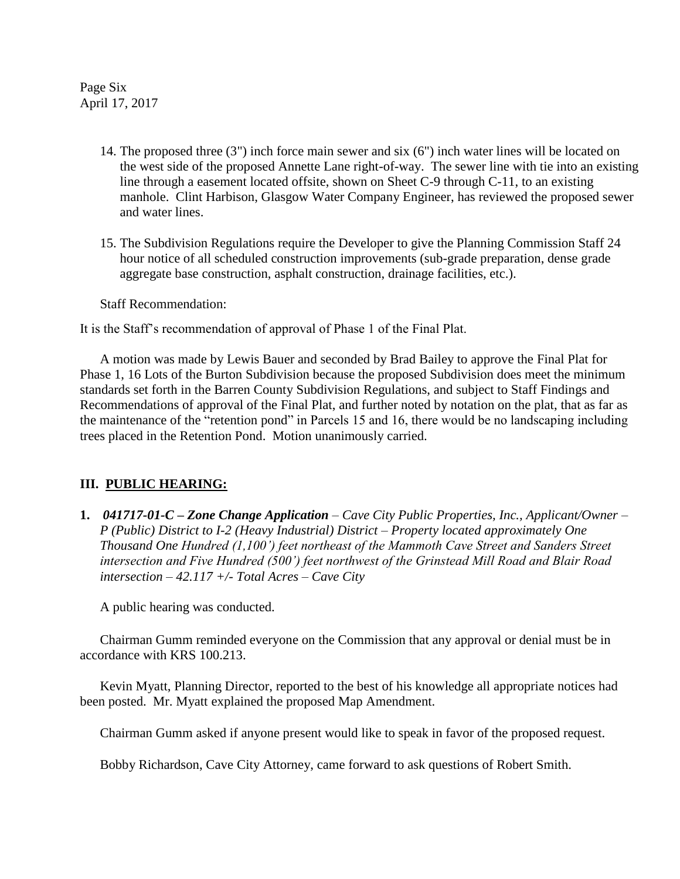14. The proposed three (3") inch force main sewer and six (6") inch water lines will be located on the west side of the proposed Annette Lane right-of-way. The sewer line with tie into an existing line through a easement located offsite, shown on Sheet C-9 through C-11, to an existing manhole. Clint Harbison, Glasgow Water Company Engineer, has reviewed the proposed sewer and water lines.

15. The Subdivision Regulations require the Developer to give the Planning Commission Staff 24 hour notice of all scheduled construction improvements (sub-grade preparation, dense grade aggregate base construction, asphalt construction, drainage facilities, etc.).

Staff Recommendation:

It is the Staff's recommendation of approval of Phase 1 of the Final Plat.

A motion was made by Lewis Bauer and seconded by Brad Bailey to approve the Final Plat for Phase 1, 16 Lots of the Burton Subdivision because the proposed Subdivision does meet the minimum standards set forth in the Barren County Subdivision Regulations, and subject to Staff Findings and Recommendations of approval of the Final Plat, and further noted by notation on the plat, that as far as the maintenance of the "retention pond" in Parcels 15 and 16, there would be no landscaping including trees placed in the Retention Pond. Motion unanimously carried.

## III. PUBLIC HEARING:

**1.** ***041717-01-C – Zone Change Application*** *– Cave City Public Properties, Inc., Applicant/Owner – P (Public) District to I-2 (Heavy Industrial) District – Property located approximately One Thousand One Hundred (1,100') feet northeast of the Mammoth Cave Street and Sanders Street intersection and Five Hundred (500') feet northwest of the Grinstead Mill Road and Blair Road intersection – 42.117 +/- Total Acres – Cave City*

A public hearing was conducted.

Chairman Gumm reminded everyone on the Commission that any approval or denial must be in accordance with KRS 100.213.

Kevin Myatt, Planning Director, reported to the best of his knowledge all appropriate notices had been posted. Mr. Myatt explained the proposed Map Amendment.

Chairman Gumm asked if anyone present would like to speak in favor of the proposed request.

Bobby Richardson, Cave City Attorney, came forward to ask questions of Robert Smith.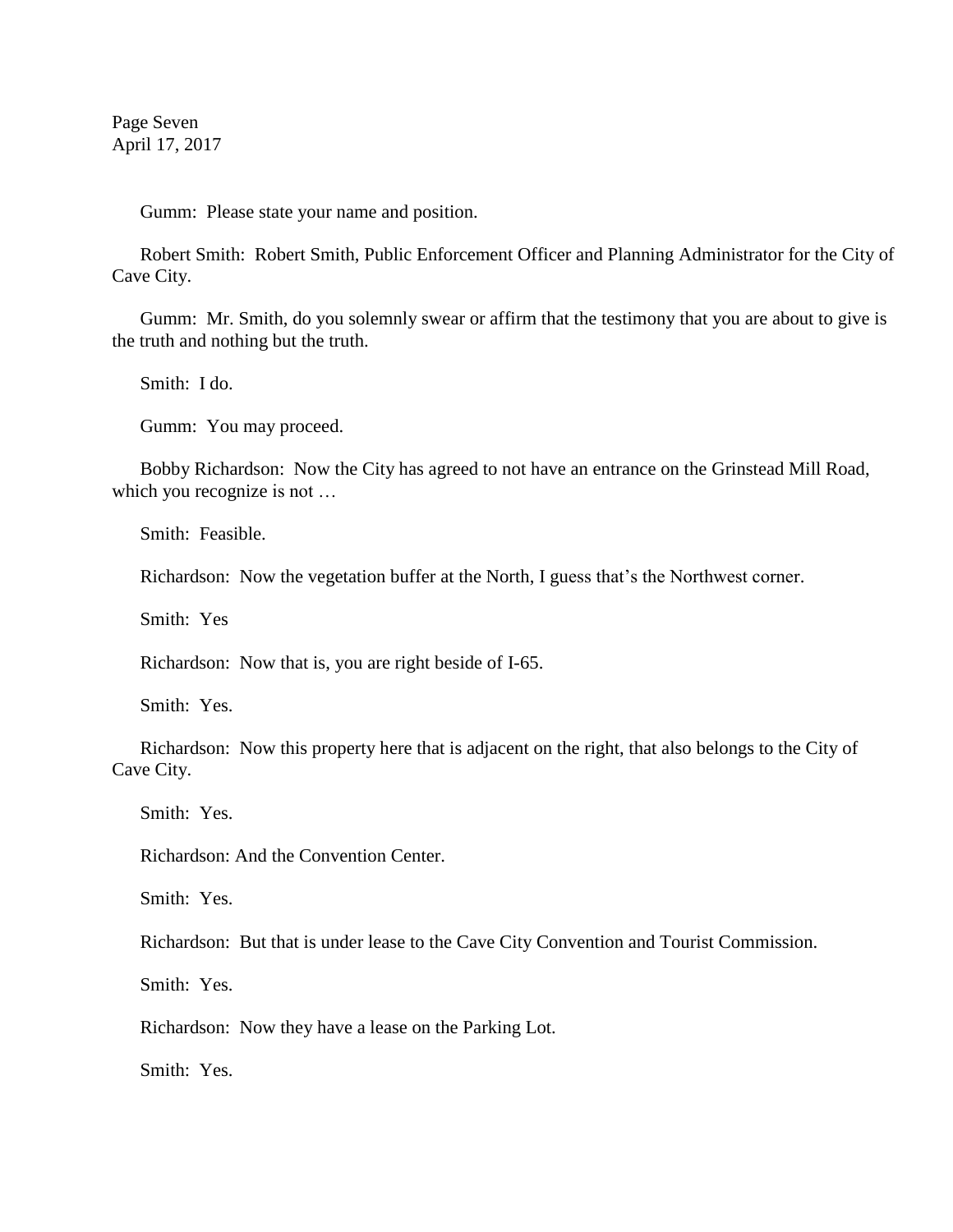Gumm: Please state your name and position.

Robert Smith: Robert Smith, Public Enforcement Officer and Planning Administrator for the City of Cave City.

Gumm: Mr. Smith, do you solemnly swear or affirm that the testimony that you are about to give is the truth and nothing but the truth.

Smith: I do.

Gumm: You may proceed.

Bobby Richardson: Now the City has agreed to not have an entrance on the Grinstead Mill Road, which you recognize is not …

Smith: Feasible.

Richardson: Now the vegetation buffer at the North, I guess that's the Northwest corner.

Smith: Yes

Richardson: Now that is, you are right beside of I-65.

Smith: Yes.

Richardson: Now this property here that is adjacent on the right, that also belongs to the City of Cave City.

Smith: Yes.

Richardson: And the Convention Center.

Smith: Yes.

Richardson: But that is under lease to the Cave City Convention and Tourist Commission.

Smith: Yes.

Richardson: Now they have a lease on the Parking Lot.

Smith: Yes.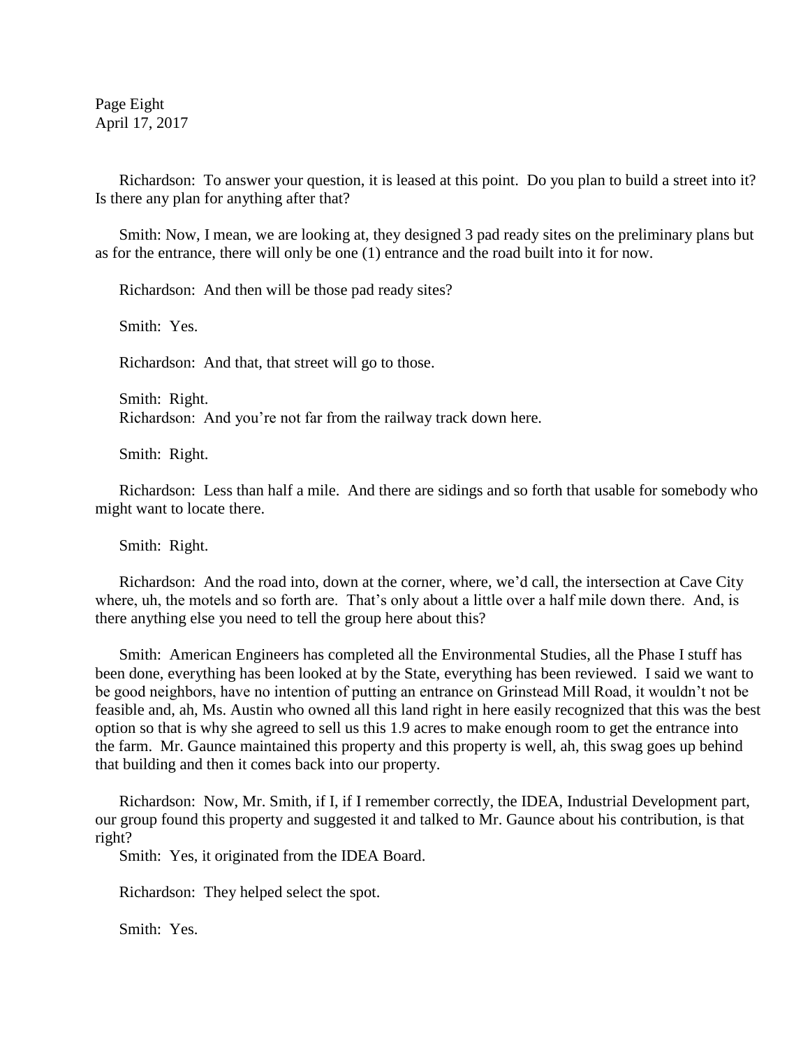Richardson: To answer your question, it is leased at this point. Do you plan to build a street into it? Is there any plan for anything after that?

Smith: Now, I mean, we are looking at, they designed 3 pad ready sites on the preliminary plans but as for the entrance, there will only be one (1) entrance and the road built into it for now.

Richardson: And then will be those pad ready sites?

Smith: Yes.

Richardson: And that, that street will go to those.

Smith: Right.

Richardson: And you're not far from the railway track down here.

Smith: Right.

Richardson: Less than half a mile. And there are sidings and so forth that usable for somebody who might want to locate there.

Smith: Right.

Richardson: And the road into, down at the corner, where, we'd call, the intersection at Cave City where, uh, the motels and so forth are. That's only about a little over a half mile down there. And, is there anything else you need to tell the group here about this?

Smith: American Engineers has completed all the Environmental Studies, all the Phase I stuff has been done, everything has been looked at by the State, everything has been reviewed. I said we want to be good neighbors, have no intention of putting an entrance on Grinstead Mill Road, it wouldn't not be feasible and, ah, Ms. Austin who owned all this land right in here easily recognized that this was the best option so that is why she agreed to sell us this 1.9 acres to make enough room to get the entrance into the farm. Mr. Gaunce maintained this property and this property is well, ah, this swag goes up behind that building and then it comes back into our property.

Richardson: Now, Mr. Smith, if I, if I remember correctly, the IDEA, Industrial Development part, our group found this property and suggested it and talked to Mr. Gaunce about his contribution, is that right?

Smith: Yes, it originated from the IDEA Board.

Richardson: They helped select the spot.

Smith: Yes.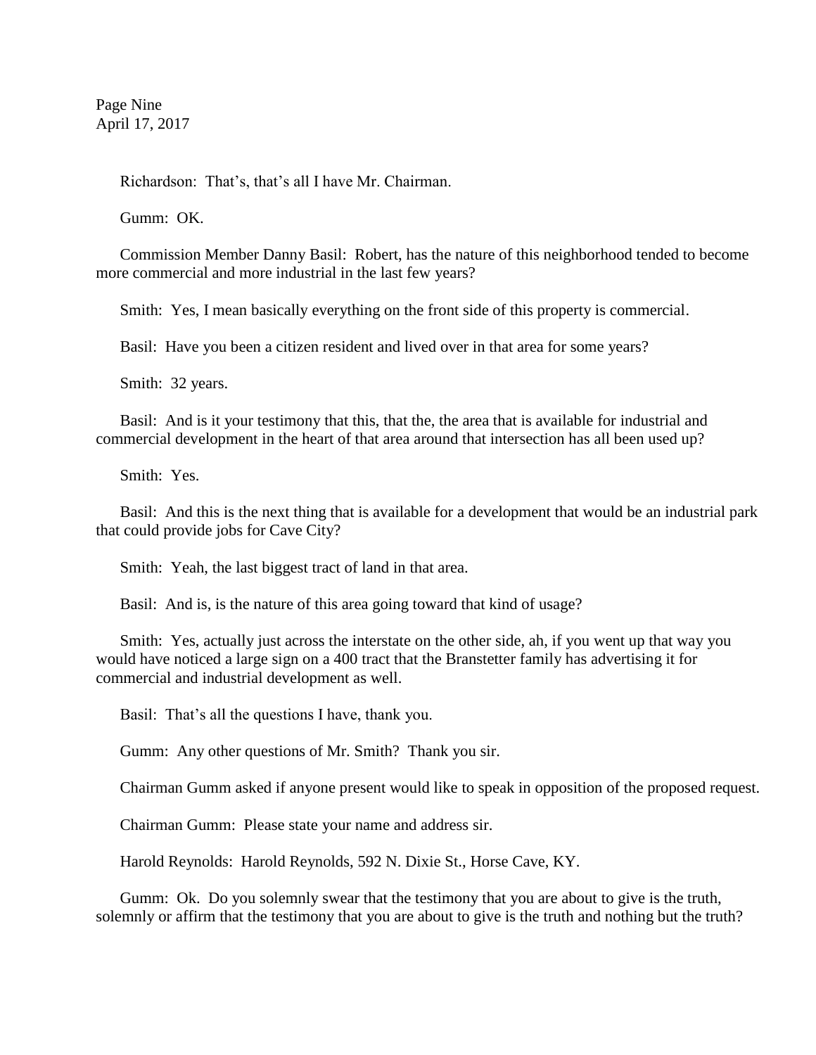Richardson: That's, that's all I have Mr. Chairman.

Gumm: OK.

Commission Member Danny Basil: Robert, has the nature of this neighborhood tended to become more commercial and more industrial in the last few years?

Smith: Yes, I mean basically everything on the front side of this property is commercial.

Basil: Have you been a citizen resident and lived over in that area for some years?

Smith: 32 years.

Basil: And is it your testimony that this, that the, the area that is available for industrial and commercial development in the heart of that area around that intersection has all been used up?

Smith: Yes.

Basil: And this is the next thing that is available for a development that would be an industrial park that could provide jobs for Cave City?

Smith: Yeah, the last biggest tract of land in that area.

Basil: And is, is the nature of this area going toward that kind of usage?

Smith: Yes, actually just across the interstate on the other side, ah, if you went up that way you would have noticed a large sign on a 400 tract that the Branstetter family has advertising it for commercial and industrial development as well.

Basil: That's all the questions I have, thank you.

Gumm: Any other questions of Mr. Smith? Thank you sir.

Chairman Gumm asked if anyone present would like to speak in opposition of the proposed request.

Chairman Gumm: Please state your name and address sir.

Harold Reynolds: Harold Reynolds, 592 N. Dixie St., Horse Cave, KY.

Gumm: Ok. Do you solemnly swear that the testimony that you are about to give is the truth, solemnly or affirm that the testimony that you are about to give is the truth and nothing but the truth?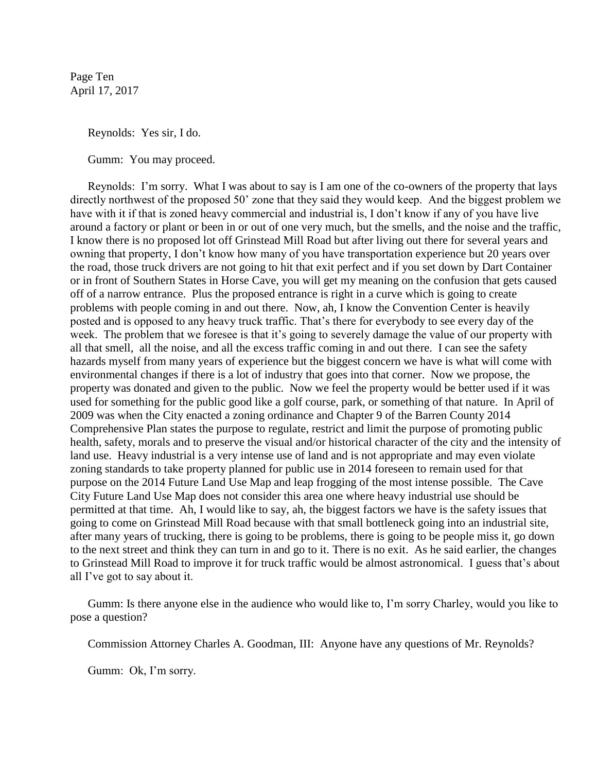Reynolds: Yes sir, I do.

Gumm: You may proceed.

Reynolds: I'm sorry. What I was about to say is I am one of the co-owners of the property that lays directly northwest of the proposed 50' zone that they said they would keep. And the biggest problem we have with it if that is zoned heavy commercial and industrial is, I don't know if any of you have live around a factory or plant or been in or out of one very much, but the smells, and the noise and the traffic, I know there is no proposed lot off Grinstead Mill Road but after living out there for several years and owning that property, I don't know how many of you have transportation experience but 20 years over the road, those truck drivers are not going to hit that exit perfect and if you set down by Dart Container or in front of Southern States in Horse Cave, you will get my meaning on the confusion that gets caused off of a narrow entrance. Plus the proposed entrance is right in a curve which is going to create problems with people coming in and out there. Now, ah, I know the Convention Center is heavily posted and is opposed to any heavy truck traffic. That's there for everybody to see every day of the week. The problem that we foresee is that it's going to severely damage the value of our property with all that smell, all the noise, and all the excess traffic coming in and out there. I can see the safety hazards myself from many years of experience but the biggest concern we have is what will come with environmental changes if there is a lot of industry that goes into that corner. Now we propose, the property was donated and given to the public. Now we feel the property would be better used if it was used for something for the public good like a golf course, park, or something of that nature. In April of 2009 was when the City enacted a zoning ordinance and Chapter 9 of the Barren County 2014 Comprehensive Plan states the purpose to regulate, restrict and limit the purpose of promoting public health, safety, morals and to preserve the visual and/or historical character of the city and the intensity of land use. Heavy industrial is a very intense use of land and is not appropriate and may even violate zoning standards to take property planned for public use in 2014 foreseen to remain used for that purpose on the 2014 Future Land Use Map and leap frogging of the most intense possible. The Cave City Future Land Use Map does not consider this area one where heavy industrial use should be permitted at that time. Ah, I would like to say, ah, the biggest factors we have is the safety issues that going to come on Grinstead Mill Road because with that small bottleneck going into an industrial site, after many years of trucking, there is going to be problems, there is going to be people miss it, go down to the next street and think they can turn in and go to it. There is no exit. As he said earlier, the changes to Grinstead Mill Road to improve it for truck traffic would be almost astronomical. I guess that's about all I've got to say about it.

Gumm: Is there anyone else in the audience who would like to, I'm sorry Charley, would you like to pose a question?

Commission Attorney Charles A. Goodman, III: Anyone have any questions of Mr. Reynolds?

Gumm: Ok, I'm sorry.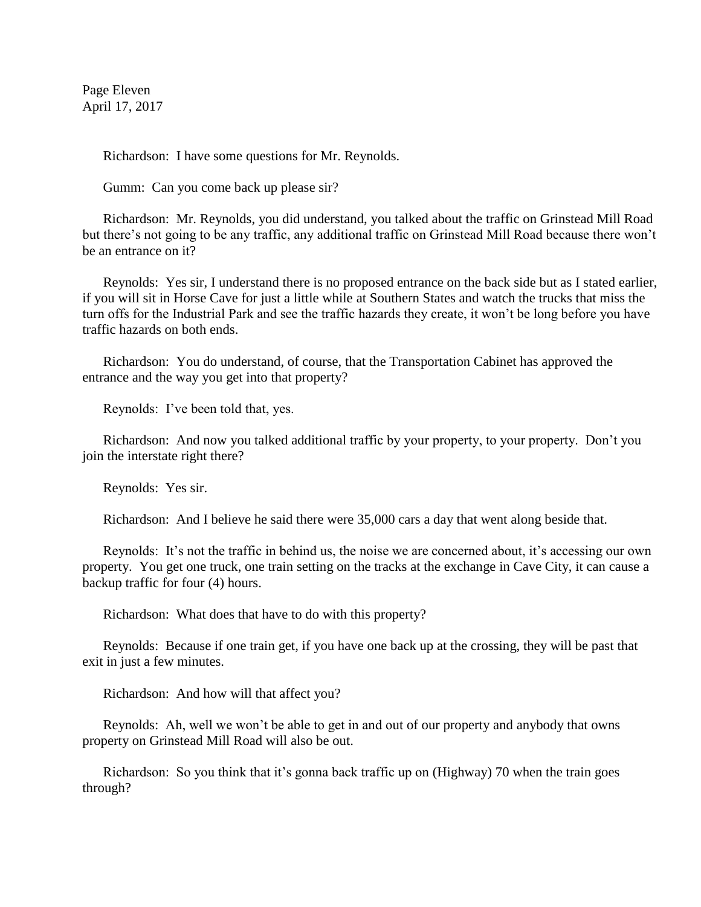Richardson: I have some questions for Mr. Reynolds.

Gumm: Can you come back up please sir?

Richardson: Mr. Reynolds, you did understand, you talked about the traffic on Grinstead Mill Road but there's not going to be any traffic, any additional traffic on Grinstead Mill Road because there won't be an entrance on it?

Reynolds: Yes sir, I understand there is no proposed entrance on the back side but as I stated earlier, if you will sit in Horse Cave for just a little while at Southern States and watch the trucks that miss the turn offs for the Industrial Park and see the traffic hazards they create, it won't be long before you have traffic hazards on both ends.

Richardson: You do understand, of course, that the Transportation Cabinet has approved the entrance and the way you get into that property?

Reynolds: I've been told that, yes.

Richardson: And now you talked additional traffic by your property, to your property. Don't you join the interstate right there?

Reynolds: Yes sir.

Richardson: And I believe he said there were 35,000 cars a day that went along beside that.

Reynolds: It's not the traffic in behind us, the noise we are concerned about, it's accessing our own property. You get one truck, one train setting on the tracks at the exchange in Cave City, it can cause a backup traffic for four (4) hours.

Richardson: What does that have to do with this property?

Reynolds: Because if one train get, if you have one back up at the crossing, they will be past that exit in just a few minutes.

Richardson: And how will that affect you?

Reynolds: Ah, well we won't be able to get in and out of our property and anybody that owns property on Grinstead Mill Road will also be out.

Richardson: So you think that it's gonna back traffic up on (Highway) 70 when the train goes through?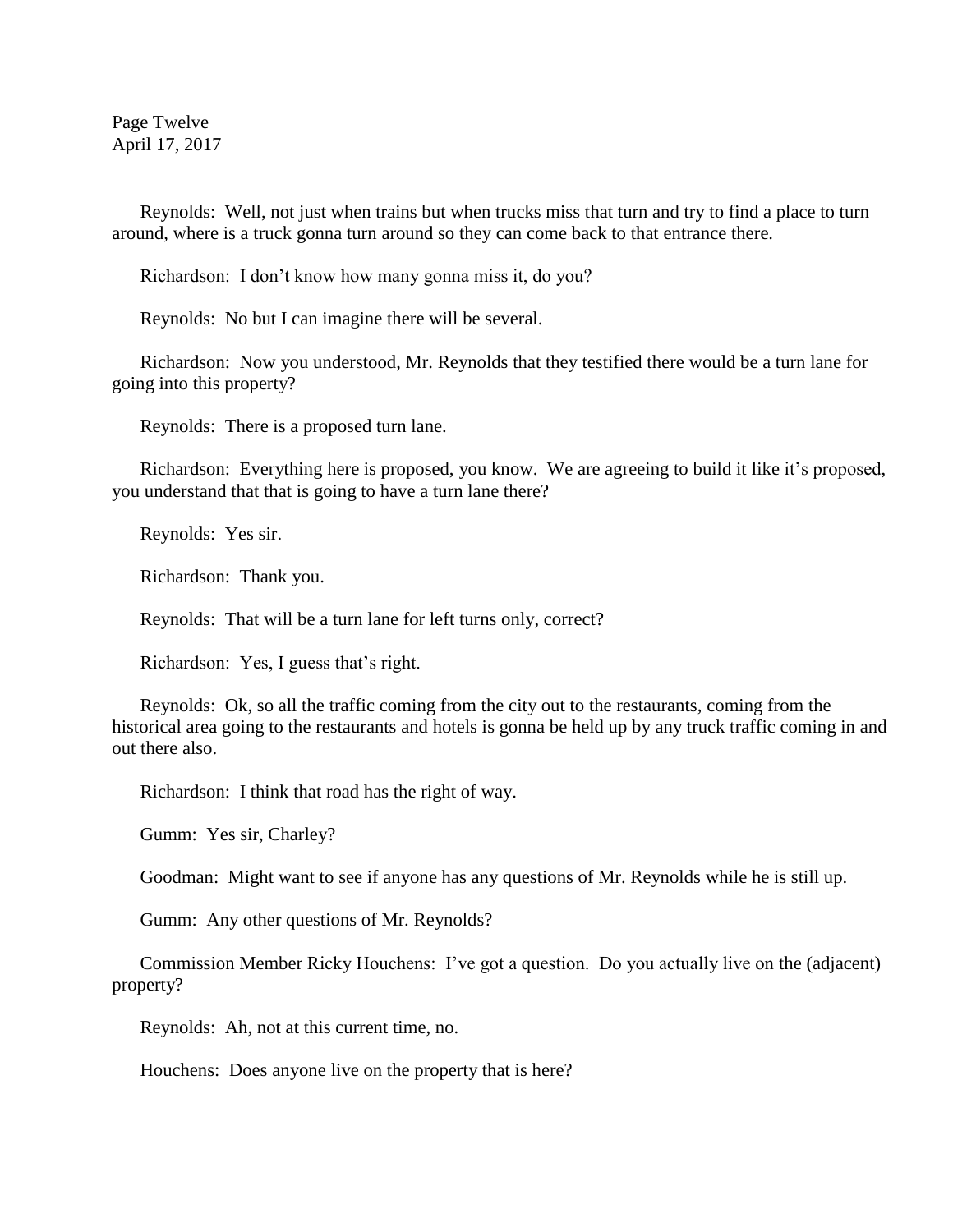Reynolds: Well, not just when trains but when trucks miss that turn and try to find a place to turn around, where is a truck gonna turn around so they can come back to that entrance there.

Richardson: I don't know how many gonna miss it, do you?

Reynolds: No but I can imagine there will be several.

Richardson: Now you understood, Mr. Reynolds that they testified there would be a turn lane for going into this property?

Reynolds: There is a proposed turn lane.

Richardson: Everything here is proposed, you know. We are agreeing to build it like it's proposed, you understand that that is going to have a turn lane there?

Reynolds: Yes sir.

Richardson: Thank you.

Reynolds: That will be a turn lane for left turns only, correct?

Richardson: Yes, I guess that's right.

Reynolds: Ok, so all the traffic coming from the city out to the restaurants, coming from the historical area going to the restaurants and hotels is gonna be held up by any truck traffic coming in and out there also.

Richardson: I think that road has the right of way.

Gumm: Yes sir, Charley?

Goodman: Might want to see if anyone has any questions of Mr. Reynolds while he is still up.

Gumm: Any other questions of Mr. Reynolds?

Commission Member Ricky Houchens: I've got a question. Do you actually live on the (adjacent) property?

Reynolds: Ah, not at this current time, no.

Houchens: Does anyone live on the property that is here?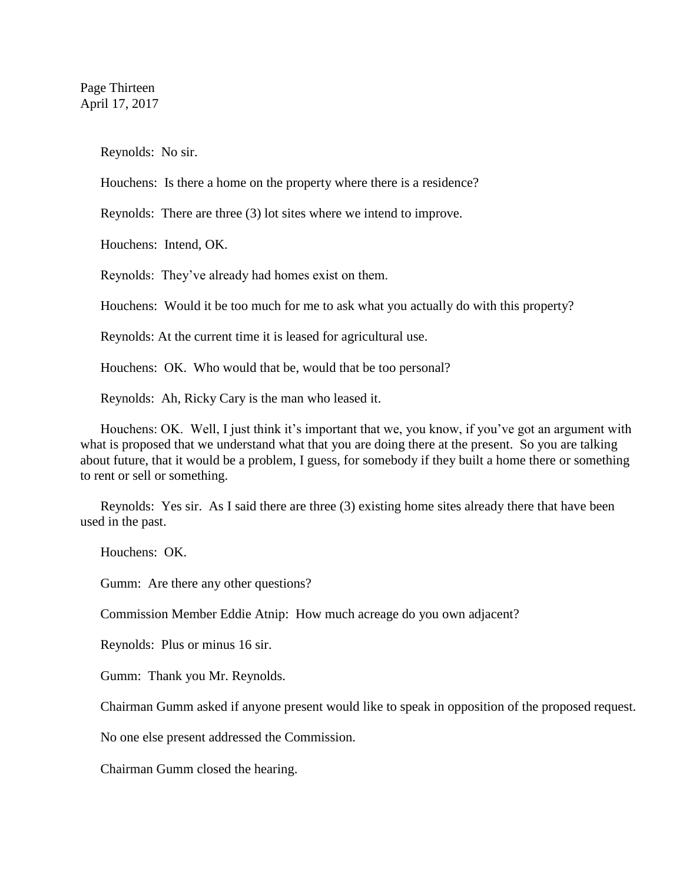Reynolds: No sir.

Houchens: Is there a home on the property where there is a residence?

Reynolds: There are three (3) lot sites where we intend to improve.

Houchens: Intend, OK.

Reynolds: They've already had homes exist on them.

Houchens: Would it be too much for me to ask what you actually do with this property?

Reynolds: At the current time it is leased for agricultural use.

Houchens: OK. Who would that be, would that be too personal?

Reynolds: Ah, Ricky Cary is the man who leased it.

Houchens: OK. Well, I just think it's important that we, you know, if you've got an argument with what is proposed that we understand what that you are doing there at the present. So you are talking about future, that it would be a problem, I guess, for somebody if they built a home there or something to rent or sell or something.

Reynolds: Yes sir. As I said there are three (3) existing home sites already there that have been used in the past.

Houchens: OK.

Gumm: Are there any other questions?

Commission Member Eddie Atnip: How much acreage do you own adjacent?

Reynolds: Plus or minus 16 sir.

Gumm: Thank you Mr. Reynolds.

Chairman Gumm asked if anyone present would like to speak in opposition of the proposed request.

No one else present addressed the Commission.

Chairman Gumm closed the hearing.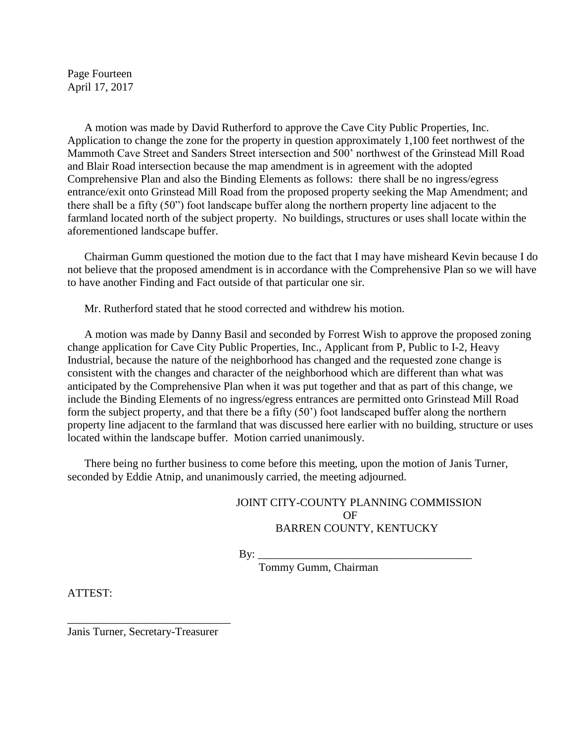A motion was made by David Rutherford to approve the Cave City Public Properties, Inc. Application to change the zone for the property in question approximately 1,100 feet northwest of the Mammoth Cave Street and Sanders Street intersection and 500' northwest of the Grinstead Mill Road and Blair Road intersection because the map amendment is in agreement with the adopted Comprehensive Plan and also the Binding Elements as follows: there shall be no ingress/egress entrance/exit onto Grinstead Mill Road from the proposed property seeking the Map Amendment; and there shall be a fifty (50") foot landscape buffer along the northern property line adjacent to the farmland located north of the subject property. No buildings, structures or uses shall locate within the aforementioned landscape buffer.

Chairman Gumm questioned the motion due to the fact that I may have misheard Kevin because I do not believe that the proposed amendment is in accordance with the Comprehensive Plan so we will have to have another Finding and Fact outside of that particular one sir.

Mr. Rutherford stated that he stood corrected and withdrew his motion.

A motion was made by Danny Basil and seconded by Forrest Wish to approve the proposed zoning change application for Cave City Public Properties, Inc., Applicant from P, Public to I-2, Heavy Industrial, because the nature of the neighborhood has changed and the requested zone change is consistent with the changes and character of the neighborhood which are different than what was anticipated by the Comprehensive Plan when it was put together and that as part of this change, we include the Binding Elements of no ingress/egress entrances are permitted onto Grinstead Mill Road form the subject property, and that there be a fifty (50') foot landscaped buffer along the northern property line adjacent to the farmland that was discussed here earlier with no building, structure or uses located within the landscape buffer. Motion carried unanimously.

There being no further business to come before this meeting, upon the motion of Janis Turner, seconded by Eddie Atnip, and unanimously carried, the meeting adjourned.

JOINT CITY-COUNTY PLANNING COMMISSION
OF
BARREN COUNTY, KENTUCKY

By: ______________________________________
Tommy Gumm, Chairman

ATTEST:

______________________________
Janis Turner, Secretary-Treasurer